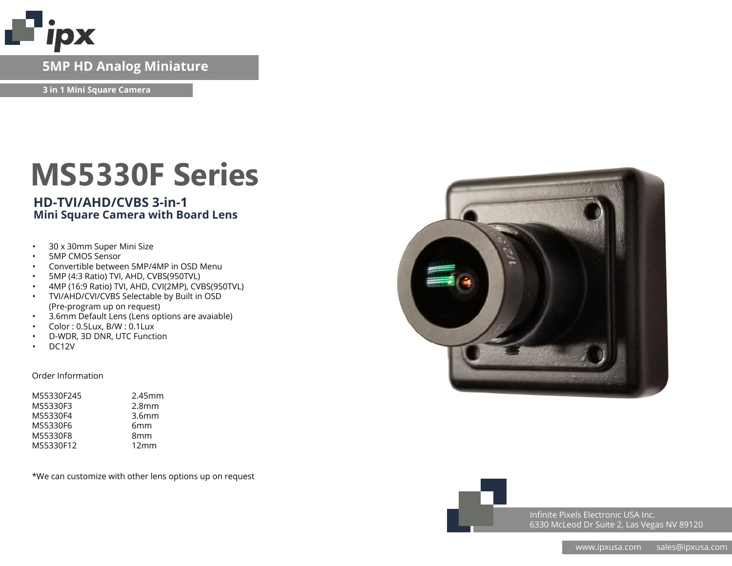5MP HD Analog Miniature

3 in 1 Mini Square Camera

# MS5330F Series

## HD-TVI/AHD/CVBS 3-in-1
## Mini Square Camera with Board Lens

- 30 x 30mm Super Mini Size
- 5MP CMOS Sensor
- Convertible between 5MP/4MP in OSD Menu
- 5MP (4:3 Ratio) TVI, AHD, CVBS(950TVL)
- 4MP (16:9 Ratio) TVI, AHD, CVI(2MP), CVBS(950TVL)
- TVI/AHD/CVI/CVBS Selectable by Built in OSD (Pre-program up on request)
- 3.6mm Default Lens (Lens options are avaiable)
- Color : 0.5Lux, B/W : 0.1Lux
- D-WDR, 3D DNR, UTC Function
- DC12V

Order Information

| | |
|---|---|
| MS5330F245 | 2.45mm |
| MS5330F3 | 2.8mm |
| MS5330F4 | 3.6mm |
| MS5330F6 | 6mm |
| MS5330F8 | 8mm |
| MS5330F12 | 12mm |

*We can customize with other lens options up on request

Infinite Pixels Electronic USA Inc.
6330 McLeod Dr Suite 2, Las Vegas NV 89120

www.ipxusa.com sales@ipxusa.com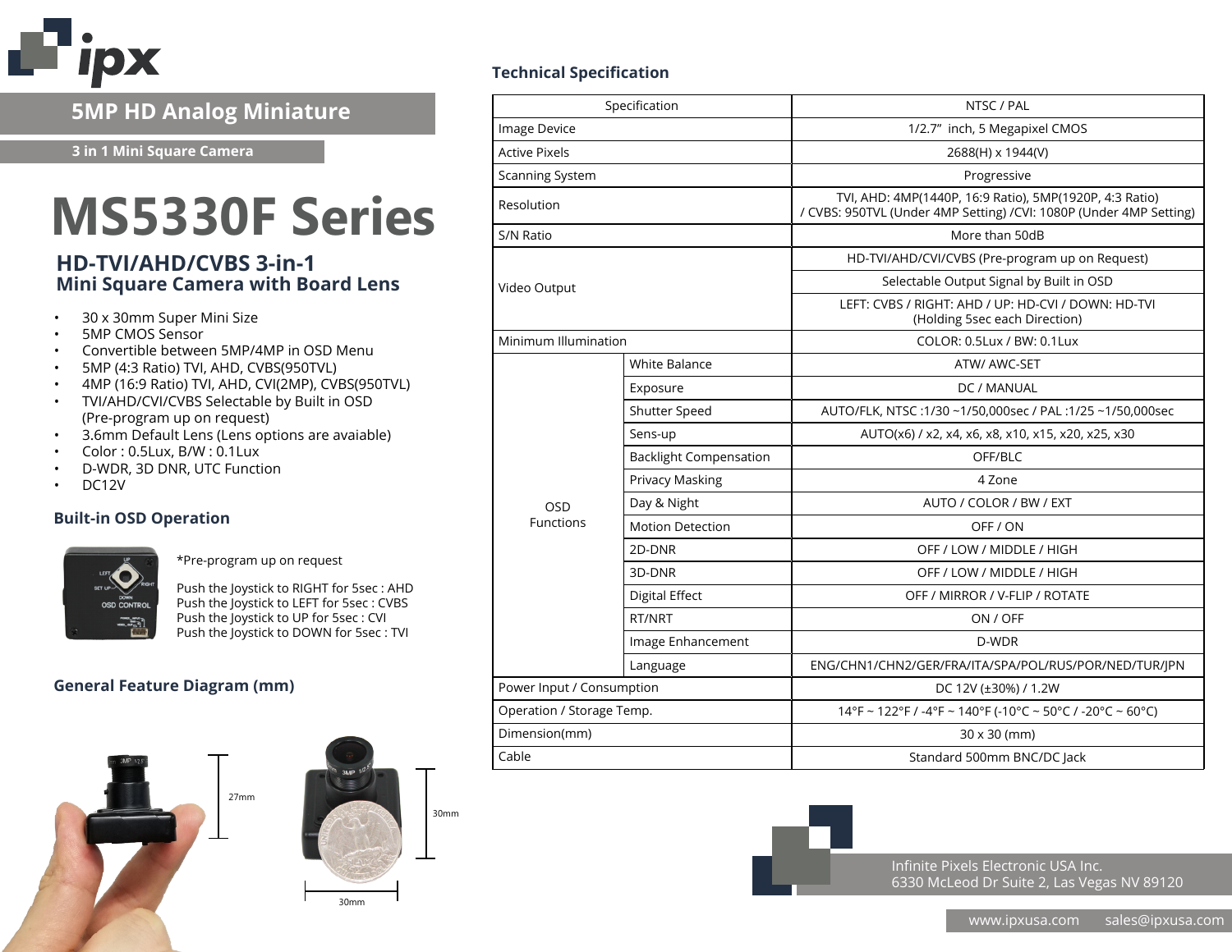# ipx

## 5MP HD Analog Miniature

### 3 in 1 Mini Square Camera

# MS5330F Series

## HD-TVI/AHD/CVBS 3-in-1
## Mini Square Camera with Board Lens

- 30 x 30mm Super Mini Size
- 5MP CMOS Sensor
- Convertible between 5MP/4MP in OSD Menu
- 5MP (4:3 Ratio) TVI, AHD, CVBS(950TVL)
- 4MP (16:9 Ratio) TVI, AHD, CVI(2MP), CVBS(950TVL)
- TVI/AHD/CVI/CVBS Selectable by Built in OSD (Pre-program up on request)
- 3.6mm Default Lens (Lens options are avaiable)
- Color : 0.5Lux, B/W : 0.1Lux
- D-WDR, 3D DNR, UTC Function
- DC12V

### Built-in OSD Operation

*Pre-program up on request

Push the Joystick to RIGHT for 5sec : AHD
Push the Joystick to LEFT for 5sec : CVBS
Push the Joystick to UP for 5sec : CVI
Push the Joystick to DOWN for 5sec : TVI

### General Feature Diagram (mm)

27mm

30mm

30mm

### Technical Specification

| Specification | | NTSC / PAL |
|---|---|---|
| Image Device | | 1/2.7" inch, 5 Megapixel CMOS |
| Active Pixels | | 2688(H) x 1944(V) |
| Scanning System | | Progressive |
| Resolution | | TVI, AHD: 4MP(1440P, 16:9 Ratio), 5MP(1920P, 4:3 Ratio) / CVBS: 950TVL (Under 4MP Setting) /CVI: 1080P (Under 4MP Setting) |
| S/N Ratio | | More than 50dB |
| Video Output | | HD-TVI/AHD/CVI/CVBS (Pre-program up on Request) |
| | | Selectable Output Signal by Built in OSD |
| | | LEFT: CVBS / RIGHT: AHD / UP: HD-CVI / DOWN: HD-TVI (Holding 5sec each Direction) |
| Minimum Illumination | | COLOR: 0.5Lux / BW: 0.1Lux |
| OSD Functions | White Balance | ATW/ AWC-SET |
| | Exposure | DC / MANUAL |
| | Shutter Speed | AUTO/FLK, NTSC :1/30 ~1/50,000sec / PAL :1/25 ~1/50,000sec |
| | Sens-up | AUTO(x6) / x2, x4, x6, x8, x10, x15, x20, x25, x30 |
| | Backlight Compensation | OFF/BLC |
| | Privacy Masking | 4 Zone |
| | Day & Night | AUTO / COLOR / BW / EXT |
| | Motion Detection | OFF / ON |
| | 2D-DNR | OFF / LOW / MIDDLE / HIGH |
| | 3D-DNR | OFF / LOW / MIDDLE / HIGH |
| | Digital Effect | OFF / MIRROR / V-FLIP / ROTATE |
| | RT/NRT | ON / OFF |
| | Image Enhancement | D-WDR |
| | Language | ENG/CHN1/CHN2/GER/FRA/ITA/SPA/POL/RUS/POR/NED/TUR/JPN |
| Power Input / Consumption | | DC 12V (±30%) / 1.2W |
| Operation / Storage Temp. | | 14°F ~ 122°F / -4°F ~ 140°F (-10°C ~ 50°C / -20°C ~ 60°C) |
| Dimension(mm) | | 30 x 30 (mm) |
| Cable | | Standard 500mm BNC/DC Jack |

Infinite Pixels Electronic USA Inc.
6330 McLeod Dr Suite 2, Las Vegas NV 89120

www.ipxusa.com sales@ipxusa.com